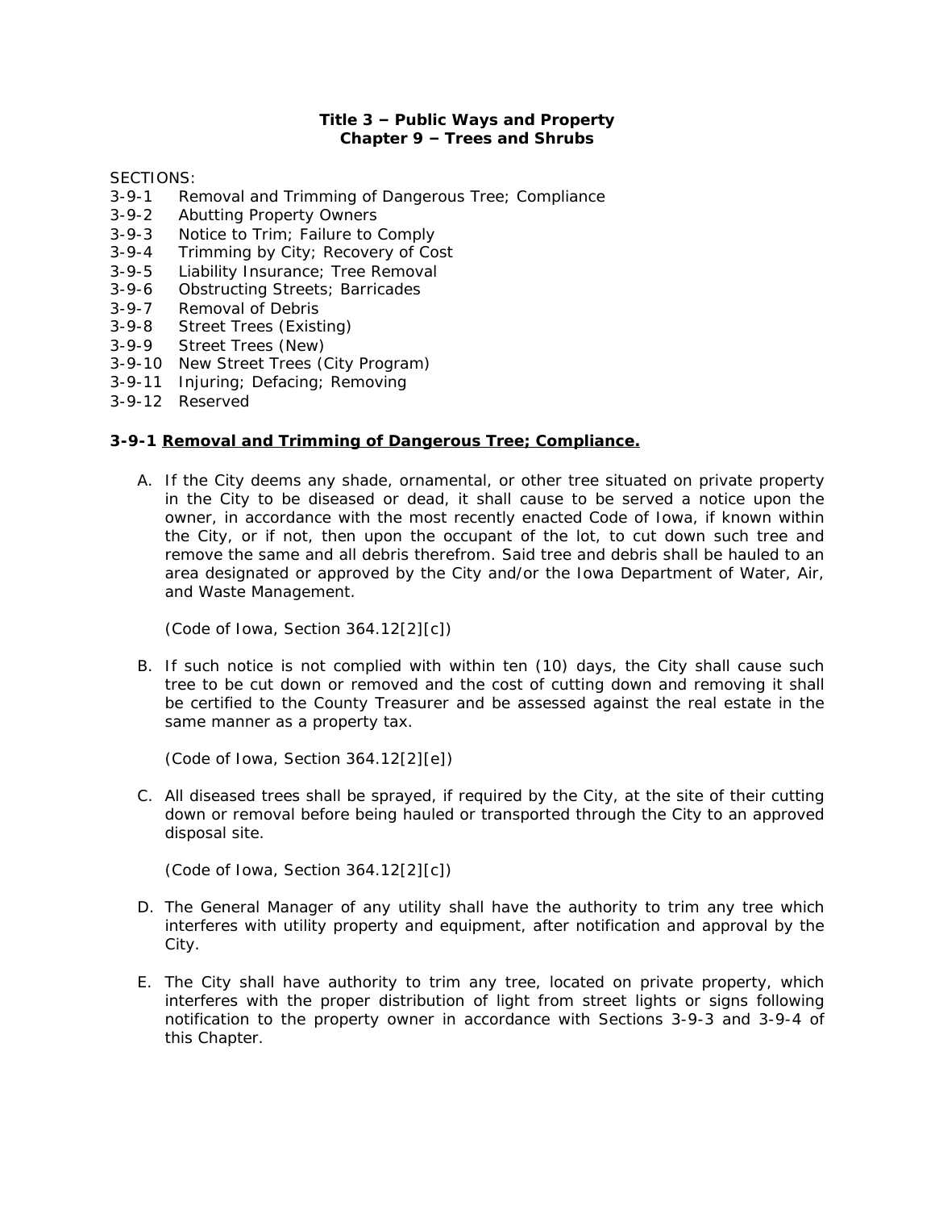# Title 3 – Public Ways and Property
## Chapter 9 – Trees and Shrubs

SECTIONS:

- 3-9-1 Removal and Trimming of Dangerous Tree; Compliance
- 3-9-2 Abutting Property Owners
- 3-9-3 Notice to Trim; Failure to Comply
- 3-9-4 Trimming by City; Recovery of Cost
- 3-9-5 Liability Insurance; Tree Removal
- 3-9-6 Obstructing Streets; Barricades
- 3-9-7 Removal of Debris
- 3-9-8 Street Trees (Existing)
- 3-9-9 Street Trees (New)
- 3-9-10 New Street Trees (City Program)
- 3-9-11 Injuring; Defacing; Removing
- 3-9-12 Reserved

### 3-9-1 Removal and Trimming of Dangerous Tree; Compliance.

A. If the City deems any shade, ornamental, or other tree situated on private property in the City to be diseased or dead, it shall cause to be served a notice upon the owner, in accordance with the most recently enacted Code of Iowa, if known within the City, or if not, then upon the occupant of the lot, to cut down such tree and remove the same and all debris therefrom. Said tree and debris shall be hauled to an area designated or approved by the City and/or the Iowa Department of Water, Air, and Waste Management.

   *(Code of Iowa, Section 364.12[2][c])*

B. If such notice is not complied with within ten (10) days, the City shall cause such tree to be cut down or removed and the cost of cutting down and removing it shall be certified to the County Treasurer and be assessed against the real estate in the same manner as a property tax.

   *(Code of Iowa, Section 364.12[2][e])*

C. All diseased trees shall be sprayed, if required by the City, at the site of their cutting down or removal before being hauled or transported through the City to an approved disposal site.

   *(Code of Iowa, Section 364.12[2][c])*

D. The General Manager of any utility shall have the authority to trim any tree which interferes with utility property and equipment, after notification and approval by the City.

E. The City shall have authority to trim any tree, located on private property, which interferes with the proper distribution of light from street lights or signs following notification to the property owner in accordance with Sections 3-9-3 and 3-9-4 of this Chapter.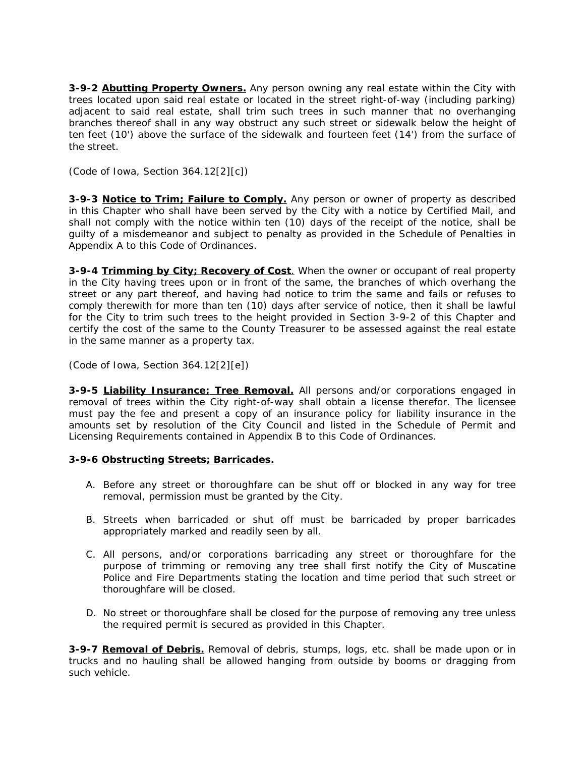**3-9-2 Abutting Property Owners.** Any person owning any real estate within the City with trees located upon said real estate or located in the street right-of-way (including parking) adjacent to said real estate, shall trim such trees in such manner that no overhanging branches thereof shall in any way obstruct any such street or sidewalk below the height of ten feet (10') above the surface of the sidewalk and fourteen feet (14') from the surface of the street.

*(Code of Iowa, Section 364.12[2][c])*

**3-9-3 Notice to Trim; Failure to Comply.** Any person or owner of property as described in this Chapter who shall have been served by the City with a notice by Certified Mail, and shall not comply with the notice within ten (10) days of the receipt of the notice, shall be guilty of a misdemeanor and subject to penalty as provided in the Schedule of Penalties in Appendix A to this Code of Ordinances.

**3-9-4 Trimming by City; Recovery of Cost.** When the owner or occupant of real property in the City having trees upon or in front of the same, the branches of which overhang the street or any part thereof, and having had notice to trim the same and fails or refuses to comply therewith for more than ten (10) days after service of notice, then it shall be lawful for the City to trim such trees to the height provided in Section 3-9-2 of this Chapter and certify the cost of the same to the County Treasurer to be assessed against the real estate in the same manner as a property tax.

*(Code of Iowa, Section 364.12[2][e])*

**3-9-5 Liability Insurance; Tree Removal.** All persons and/or corporations engaged in removal of trees within the City right-of-way shall obtain a license therefor. The licensee must pay the fee and present a copy of an insurance policy for liability insurance in the amounts set by resolution of the City Council and listed in the Schedule of Permit and Licensing Requirements contained in Appendix B to this Code of Ordinances.

**3-9-6 Obstructing Streets; Barricades.**

A. Before any street or thoroughfare can be shut off or blocked in any way for tree removal, permission must be granted by the City.

B. Streets when barricaded or shut off must be barricaded by proper barricades appropriately marked and readily seen by all.

C. All persons, and/or corporations barricading any street or thoroughfare for the purpose of trimming or removing any tree shall first notify the City of Muscatine Police and Fire Departments stating the location and time period that such street or thoroughfare will be closed.

D. No street or thoroughfare shall be closed for the purpose of removing any tree unless the required permit is secured as provided in this Chapter.

**3-9-7 Removal of Debris.** Removal of debris, stumps, logs, etc. shall be made upon or in trucks and no hauling shall be allowed hanging from outside by booms or dragging from such vehicle.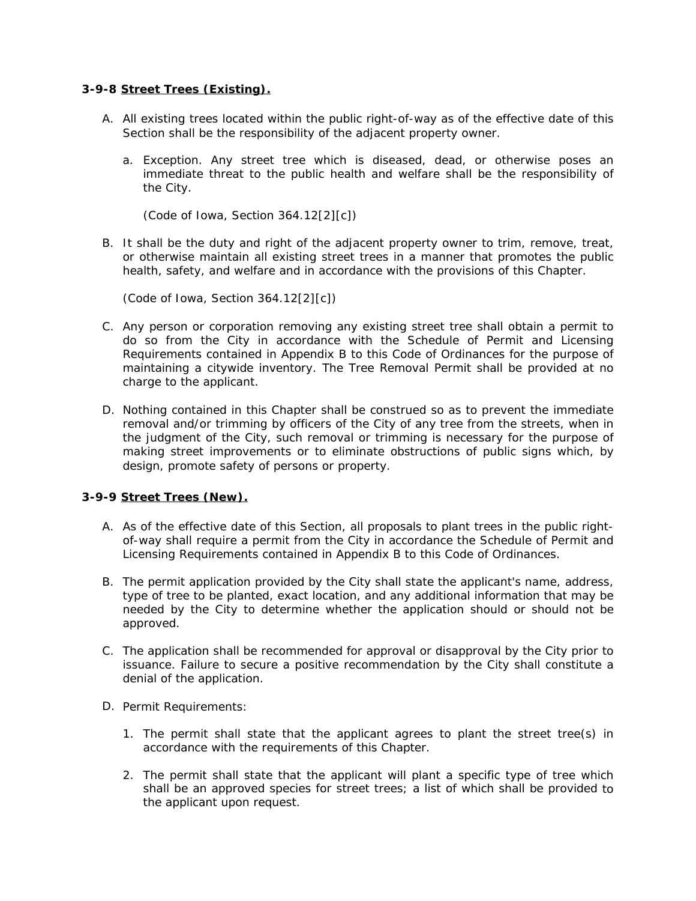### 3-9-8 **Street Trees (Existing).**

A. All existing trees located within the public right-of-way as of the effective date of this Section shall be the responsibility of the adjacent property owner.

   a. Exception. Any street tree which is diseased, dead, or otherwise poses an immediate threat to the public health and welfare shall be the responsibility of the City.

   (Code of Iowa, Section 364.12[2][c])

B. It shall be the duty and right of the adjacent property owner to trim, remove, treat, or otherwise maintain all existing street trees in a manner that promotes the public health, safety, and welfare and in accordance with the provisions of this Chapter.

   (Code of Iowa, Section 364.12[2][c])

C. Any person or corporation removing any existing street tree shall obtain a permit to do so from the City in accordance with the Schedule of Permit and Licensing Requirements contained in Appendix B to this Code of Ordinances for the purpose of maintaining a citywide inventory. The Tree Removal Permit shall be provided at no charge to the applicant.

D. Nothing contained in this Chapter shall be construed so as to prevent the immediate removal and/or trimming by officers of the City of any tree from the streets, when in the judgment of the City, such removal or trimming is necessary for the purpose of making street improvements or to eliminate obstructions of public signs which, by design, promote safety of persons or property.

### 3-9-9 **Street Trees (New).**

A. As of the effective date of this Section, all proposals to plant trees in the public right-of-way shall require a permit from the City in accordance the Schedule of Permit and Licensing Requirements contained in Appendix B to this Code of Ordinances.

B. The permit application provided by the City shall state the applicant's name, address, type of tree to be planted, exact location, and any additional information that may be needed by the City to determine whether the application should or should not be approved.

C. The application shall be recommended for approval or disapproval by the City prior to issuance. Failure to secure a positive recommendation by the City shall constitute a denial of the application.

D. Permit Requirements:

   1. The permit shall state that the applicant agrees to plant the street tree(s) in accordance with the requirements of this Chapter.

   2. The permit shall state that the applicant will plant a specific type of tree which shall be an approved species for street trees; a list of which shall be provided to the applicant upon request.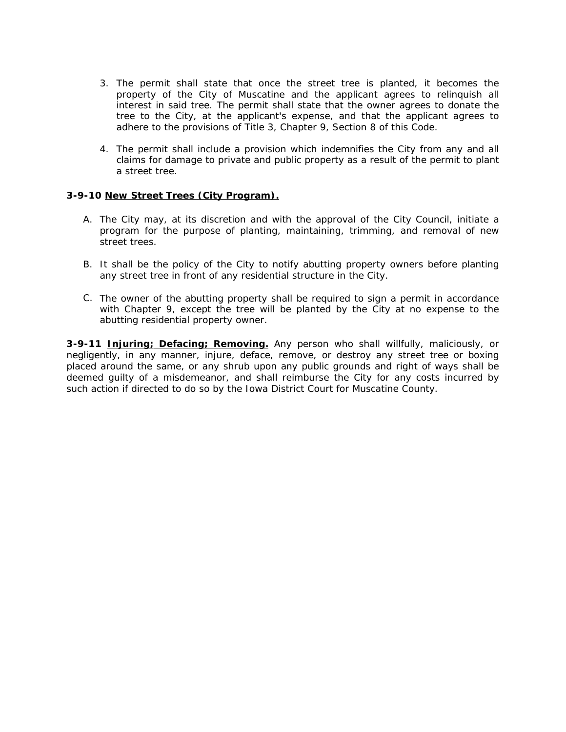3. The permit shall state that once the street tree is planted, it becomes the property of the City of Muscatine and the applicant agrees to relinquish all interest in said tree. The permit shall state that the owner agrees to donate the tree to the City, at the applicant's expense, and that the applicant agrees to adhere to the provisions of Title 3, Chapter 9, Section 8 of this Code.

4. The permit shall include a provision which indemnifies the City from any and all claims for damage to private and public property as a result of the permit to plant a street tree.

**3-9-10 <u>New Street Trees (City Program).</u>**

A. The City may, at its discretion and with the approval of the City Council, initiate a program for the purpose of planting, maintaining, trimming, and removal of new street trees.

B. It shall be the policy of the City to notify abutting property owners before planting any street tree in front of any residential structure in the City.

C. The owner of the abutting property shall be required to sign a permit in accordance with Chapter 9, except the tree will be planted by the City at no expense to the abutting residential property owner.

**3-9-11 <u>Injuring; Defacing; Removing.</u>** Any person who shall willfully, maliciously, or negligently, in any manner, injure, deface, remove, or destroy any street tree or boxing placed around the same, or any shrub upon any public grounds and right of ways shall be deemed guilty of a misdemeanor, and shall reimburse the City for any costs incurred by such action if directed to do so by the Iowa District Court for Muscatine County.